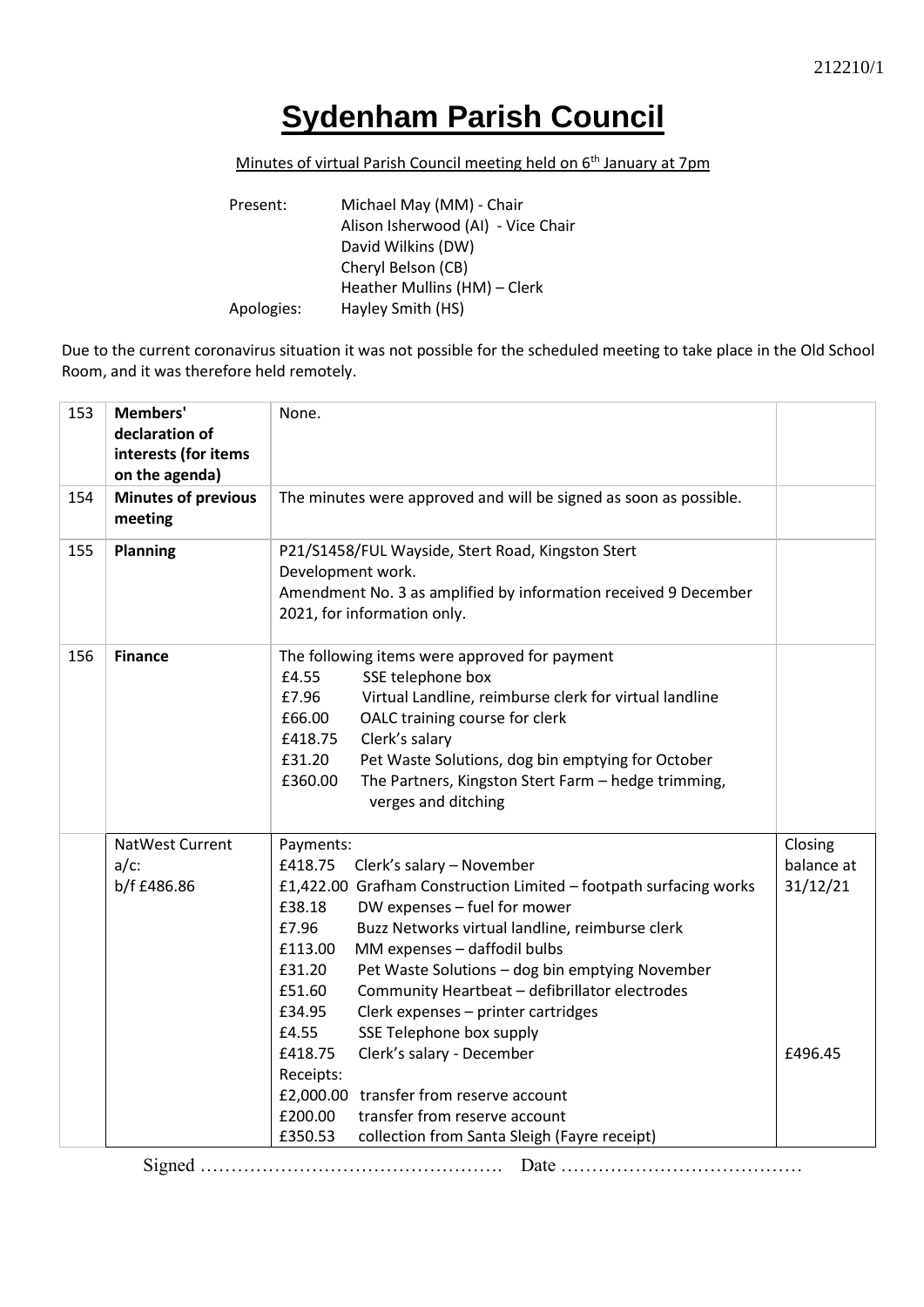# Sydenham Parish Council

Minutes of virtual Parish Council meeting held on 6th January at 7pm

| | |
|---|---|
| Present: | Michael May (MM) - Chair |
| | Alison Isherwood (AI) - Vice Chair |
| | David Wilkins (DW) |
| | Cheryl Belson (CB) |
| | Heather Mullins (HM) – Clerk |
| Apologies: | Hayley Smith (HS) |

Due to the current coronavirus situation it was not possible for the scheduled meeting to take place in the Old School Room, and it was therefore held remotely.

| | | | |
|---|---|---|---|
| 153 | **Members' declaration of interests (for items on the agenda)** | None. | |
| 154 | **Minutes of previous meeting** | The minutes were approved and will be signed as soon as possible. | |
| 155 | **Planning** | P21/S1458/FUL Wayside, Stert Road, Kingston Stert<br>Development work.<br>Amendment No. 3 as amplified by information received 9 December 2021, for information only. | |
| 156 | **Finance** | The following items were approved for payment<br>£4.55 SSE telephone box<br>£7.96 Virtual Landline, reimburse clerk for virtual landline<br>£66.00 OALC training course for clerk<br>£418.75 Clerk's salary<br>£31.20 Pet Waste Solutions, dog bin emptying for October<br>£360.00 The Partners, Kingston Stert Farm – hedge trimming, verges and ditching | |
| | NatWest Current a/c:<br>b/f £486.86 | Payments:<br>£418.75 Clerk's salary – November<br>£1,422.00 Grafham Construction Limited – footpath surfacing works<br>£38.18 DW expenses – fuel for mower<br>£7.96 Buzz Networks virtual landline, reimburse clerk<br>£113.00 MM expenses – daffodil bulbs<br>£31.20 Pet Waste Solutions – dog bin emptying November<br>£51.60 Community Heartbeat – defibrillator electrodes<br>£34.95 Clerk expenses – printer cartridges<br>£4.55 SSE Telephone box supply<br>£418.75 Clerk's salary - December<br>Receipts:<br>£2,000.00 transfer from reserve account<br>£200.00 transfer from reserve account<br>£350.53 collection from Santa Sleigh (Fayre receipt) | Closing balance at 31/12/21<br><br>£496.45 |

Signed …………………………………………. Date …………………………………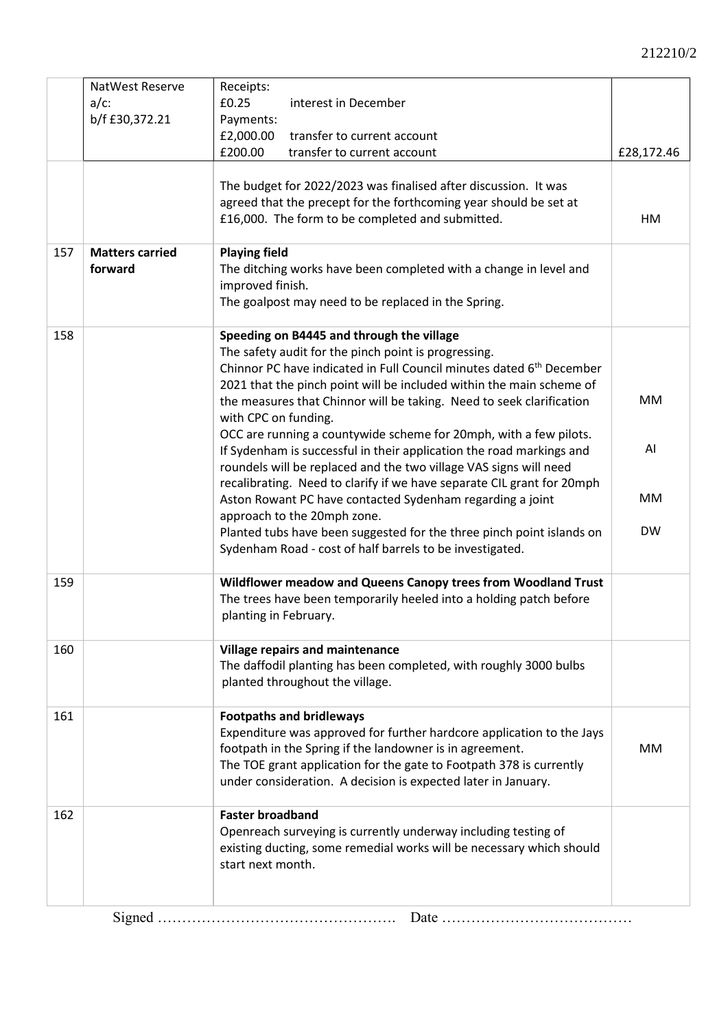| | | | |
|---|---|---|---|
| | NatWest Reserve a/c:<br>b/f £30,372.21 | Receipts:<br>£0.25 interest in December<br>Payments:<br>£2,000.00 transfer to current account<br>£200.00 transfer to current account | £28,172.46 |
| | | The budget for 2022/2023 was finalised after discussion. It was agreed that the precept for the forthcoming year should be set at £16,000. The form to be completed and submitted. | HM |
| 157 | **Matters carried forward** | **Playing field**<br>The ditching works have been completed with a change in level and improved finish.<br>The goalpost may need to be replaced in the Spring. | |
| 158 | | **Speeding on B4445 and through the village**<br>The safety audit for the pinch point is progressing.<br>Chinnor PC have indicated in Full Council minutes dated 6th December 2021 that the pinch point will be included within the main scheme of the measures that Chinnor will be taking. Need to seek clarification with CPC on funding.<br>OCC are running a countywide scheme for 20mph, with a few pilots. If Sydenham is successful in their application the road markings and roundels will be replaced and the two village VAS signs will need recalibrating. Need to clarify if we have separate CIL grant for 20mph<br>Aston Rowant PC have contacted Sydenham regarding a joint approach to the 20mph zone.<br>Planted tubs have been suggested for the three pinch point islands on Sydenham Road - cost of half barrels to be investigated. | MM<br><br>AI<br><br>MM<br><br>DW |
| 159 | | **Wildflower meadow and Queens Canopy trees from Woodland Trust**<br>The trees have been temporarily heeled into a holding patch before planting in February. | |
| 160 | | **Village repairs and maintenance**<br>The daffodil planting has been completed, with roughly 3000 bulbs planted throughout the village. | |
| 161 | | **Footpaths and bridleways**<br>Expenditure was approved for further hardcore application to the Jays footpath in the Spring if the landowner is in agreement.<br>The TOE grant application for the gate to Footpath 378 is currently under consideration. A decision is expected later in January. | MM |
| 162 | | **Faster broadband**<br>Openreach surveying is currently underway including testing of existing ducting, some remedial works will be necessary which should start next month. | |

Signed …………………………………………. Date …………………………………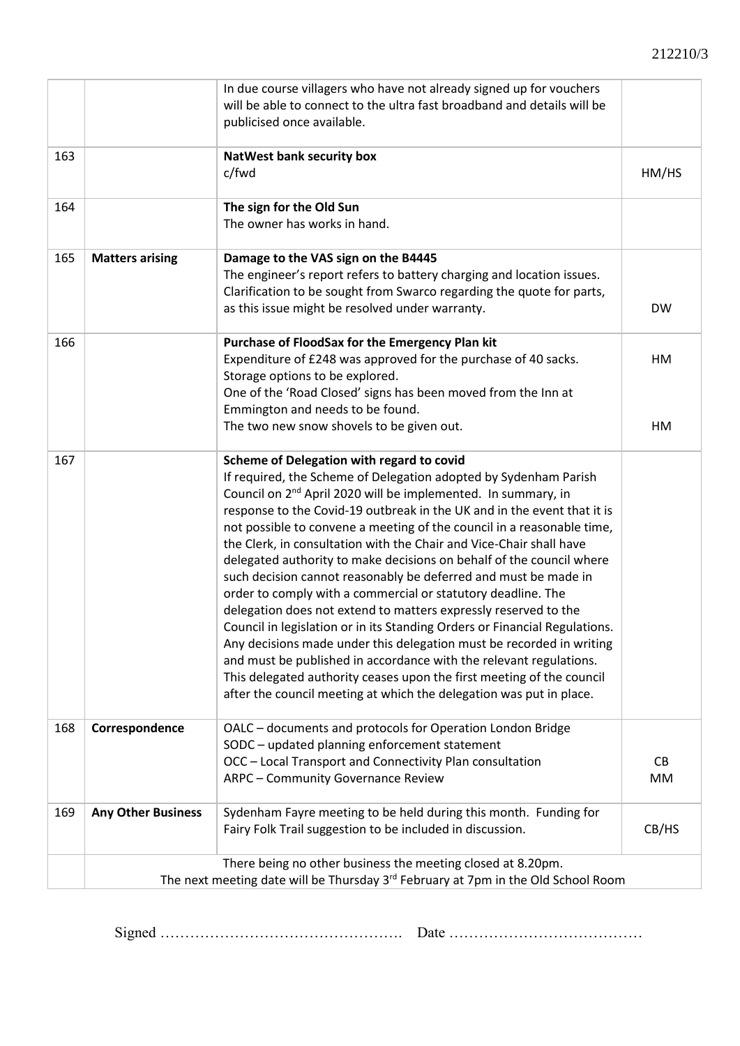| | | | |
|---|---|---|---|
| | | In due course villagers who have not already signed up for vouchers will be able to connect to the ultra fast broadband and details will be publicised once available. | |
| 163 | | **NatWest bank security box**<br>c/fwd | HM/HS |
| 164 | | **The sign for the Old Sun**<br>The owner has works in hand. | |
| 165 | **Matters arising** | **Damage to the VAS sign on the B4445**<br>The engineer's report refers to battery charging and location issues. Clarification to be sought from Swarco regarding the quote for parts, as this issue might be resolved under warranty. | DW |
| 166 | | **Purchase of FloodSax for the Emergency Plan kit**<br>Expenditure of £248 was approved for the purchase of 40 sacks. Storage options to be explored.<br>One of the 'Road Closed' signs has been moved from the Inn at Emmington and needs to be found.<br>The two new snow shovels to be given out. | HM<br><br>HM |
| 167 | | **Scheme of Delegation with regard to covid**<br>If required, the Scheme of Delegation adopted by Sydenham Parish Council on 2nd April 2020 will be implemented. In summary, in response to the Covid-19 outbreak in the UK and in the event that it is not possible to convene a meeting of the council in a reasonable time, the Clerk, in consultation with the Chair and Vice-Chair shall have delegated authority to make decisions on behalf of the council where such decision cannot reasonably be deferred and must be made in order to comply with a commercial or statutory deadline. The delegation does not extend to matters expressly reserved to the Council in legislation or in its Standing Orders or Financial Regulations. Any decisions made under this delegation must be recorded in writing and must be published in accordance with the relevant regulations. This delegated authority ceases upon the first meeting of the council after the council meeting at which the delegation was put in place. | |
| 168 | **Correspondence** | OALC – documents and protocols for Operation London Bridge<br>SODC – updated planning enforcement statement<br>OCC – Local Transport and Connectivity Plan consultation<br>ARPC – Community Governance Review | CB<br>MM |
| 169 | **Any Other Business** | Sydenham Fayre meeting to be held during this month. Funding for Fairy Folk Trail suggestion to be included in discussion. | CB/HS |
| | There being no other business the meeting closed at 8.20pm.<br>The next meeting date will be Thursday 3rd February at 7pm in the Old School Room | | |

Signed …………………………………………. Date …………………………………